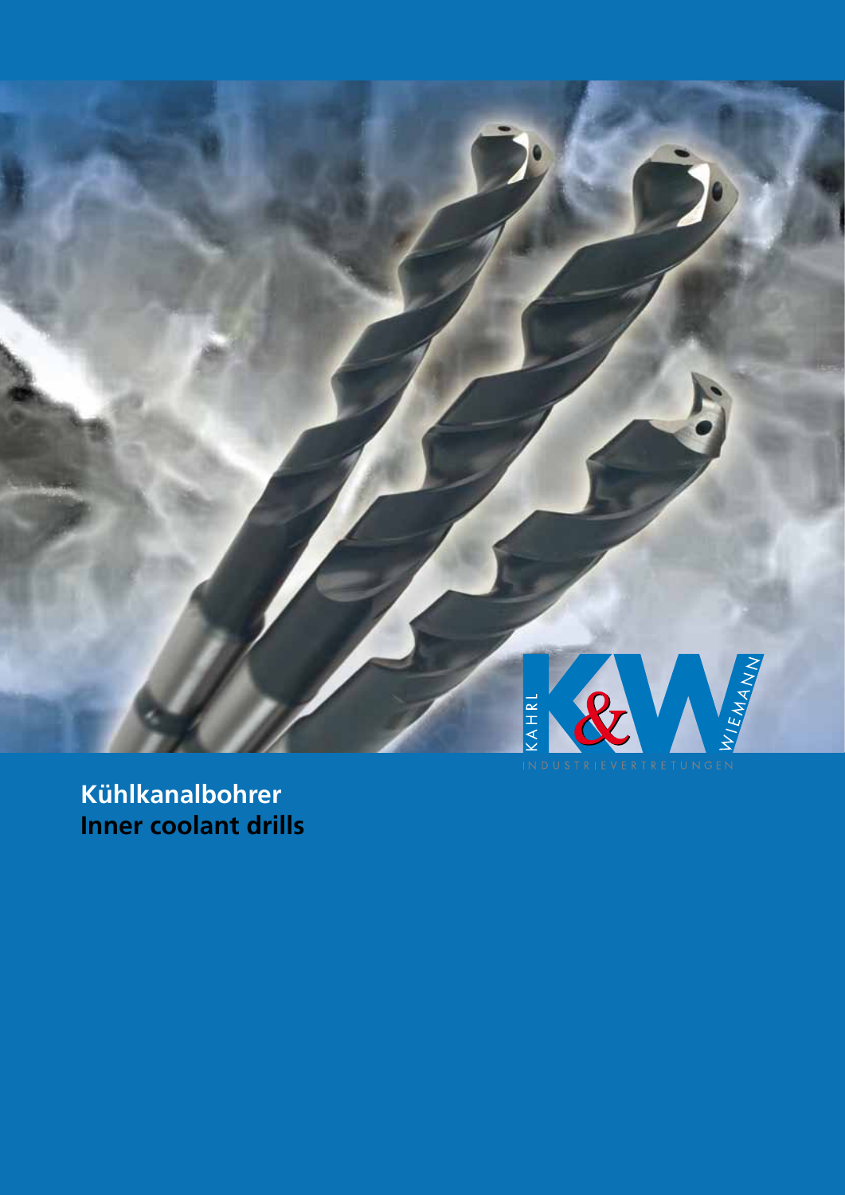KAHRL & WIEMANN

INDUSTRIEVERTRETUNGEN

**Kühlkanalbohrer**
**Inner coolant drills**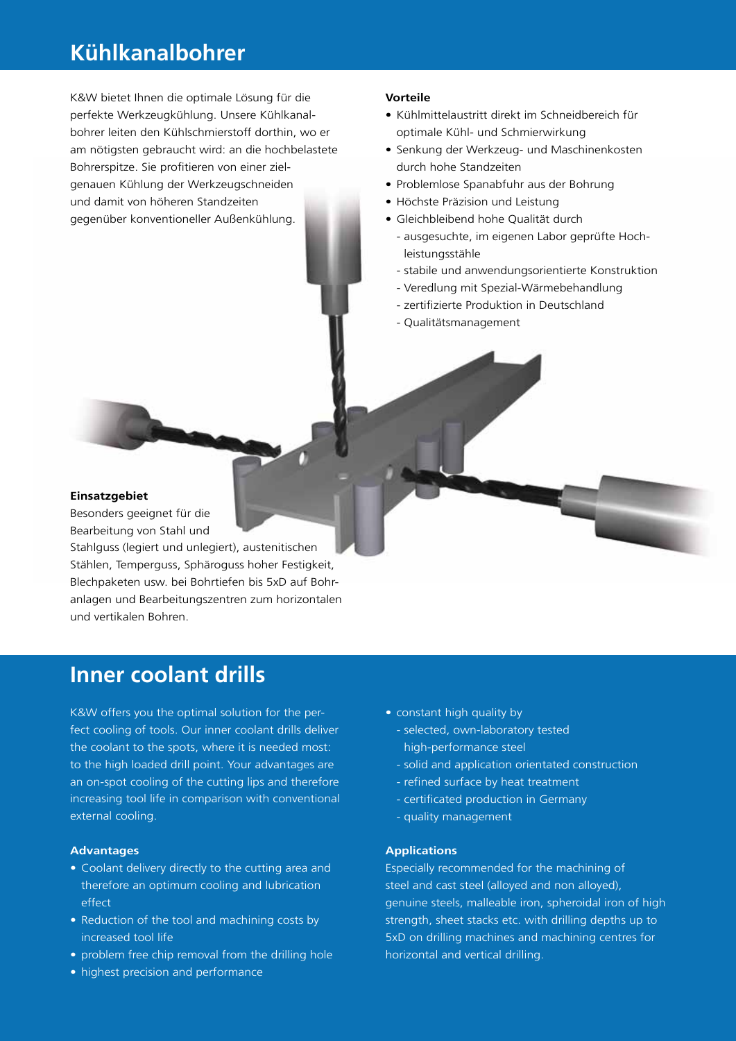# Kühlkanalbohrer

K&W bietet Ihnen die optimale Lösung für die perfekte Werkzeugkühlung. Unsere Kühlkanalbohrer leiten den Kühlschmierstoff dorthin, wo er am nötigsten gebraucht wird: an die hochbelastete Bohrerspitze. Sie profitieren von einer zielgenauen Kühlung der Werkzeugschneiden und damit von höheren Standzeiten gegenüber konventioneller Außenkühlung.

**Vorteile**

- Kühlmittelaustritt direkt im Schneidbereich für optimale Kühl- und Schmierwirkung
- Senkung der Werkzeug- und Maschinenkosten durch hohe Standzeiten
- Problemlose Spanabfuhr aus der Bohrung
- Höchste Präzision und Leistung
- Gleichbleibend hohe Qualität durch
  - ausgesuchte, im eigenen Labor geprüfte Hochleistungsstähle
  - stabile und anwendungsorientierte Konstruktion
  - Veredlung mit Spezial-Wärmebehandlung
  - zertifizierte Produktion in Deutschland
  - Qualitätsmanagement

**Einsatzgebiet**

Besonders geeignet für die Bearbeitung von Stahl und Stahlguss (legiert und unlegiert), austenitischen Stählen, Temperguss, Sphäroguss hoher Festigkeit, Blechpaketen usw. bei Bohrtiefen bis 5xD auf Bohranlagen und Bearbeitungszentren zum horizontalen und vertikalen Bohren.

# Inner coolant drills

K&W offers you the optimal solution for the perfect cooling of tools. Our inner coolant drills deliver the coolant to the spots, where it is needed most: to the high loaded drill point. Your advantages are an on-spot cooling of the cutting lips and therefore increasing tool life in comparison with conventional external cooling.

**Advantages**

- Coolant delivery directly to the cutting area and therefore an optimum cooling and lubrication effect
- Reduction of the tool and machining costs by increased tool life
- problem free chip removal from the drilling hole
- highest precision and performance
- constant high quality by
  - selected, own-laboratory tested high-performance steel
  - solid and application orientated construction
  - refined surface by heat treatment
  - certificated production in Germany
  - quality management

**Applications**

Especially recommended for the machining of steel and cast steel (alloyed and non alloyed), genuine steels, malleable iron, spheroidal iron of high strength, sheet stacks etc. with drilling depths up to 5xD on drilling machines and machining centres for horizontal and vertical drilling.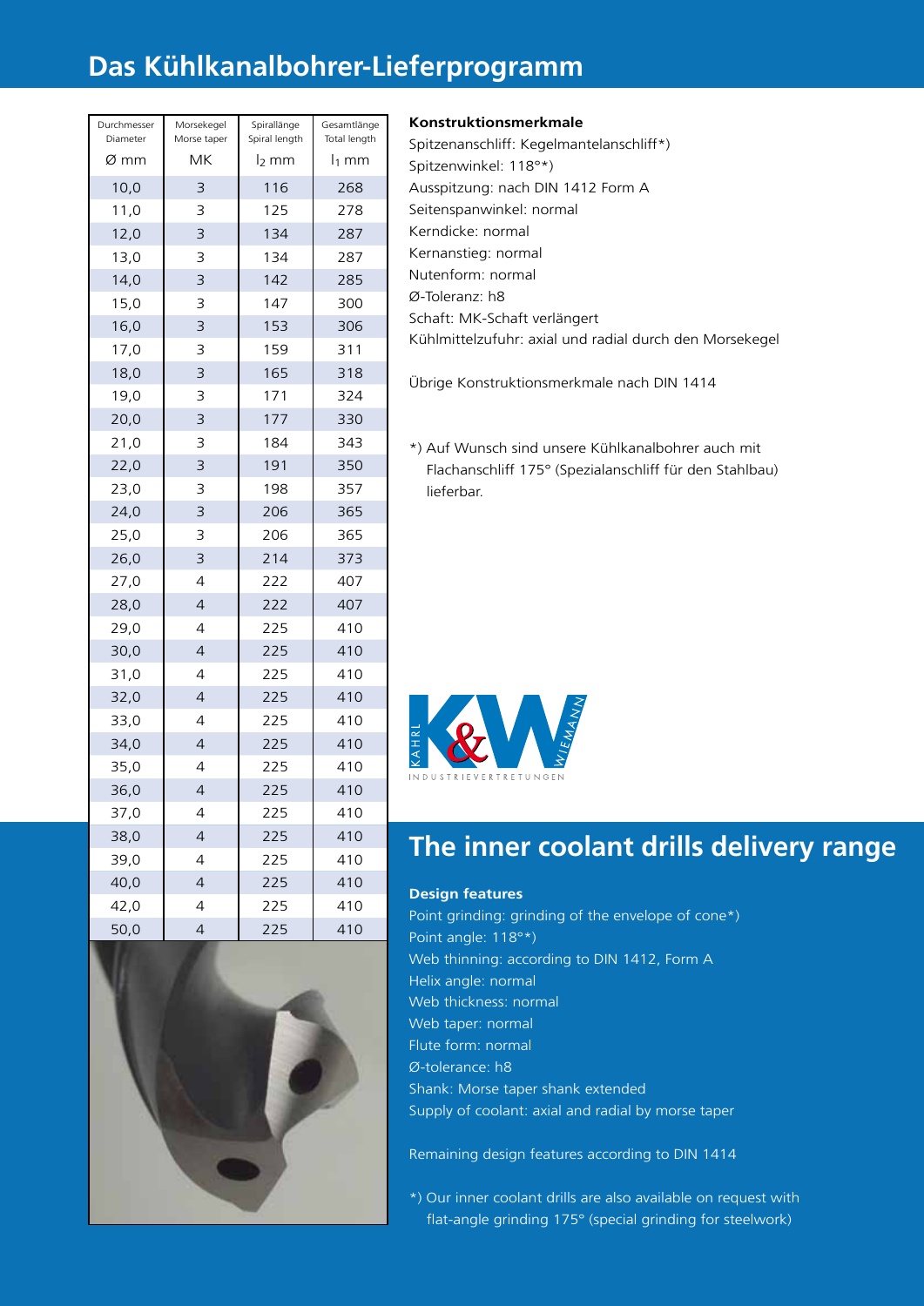# Das Kühlkanalbohrer-Lieferprogramm

| Durchmesser Diameter Ø mm | Morsekegel Morse taper MK | Spirallänge Spiral length $l_2$ mm | Gesamtlänge Total length $l_1$ mm |
|---|---|---|---|
| 10,0 | 3 | 116 | 268 |
| 11,0 | 3 | 125 | 278 |
| 12,0 | 3 | 134 | 287 |
| 13,0 | 3 | 134 | 287 |
| 14,0 | 3 | 142 | 285 |
| 15,0 | 3 | 147 | 300 |
| 16,0 | 3 | 153 | 306 |
| 17,0 | 3 | 159 | 311 |
| 18,0 | 3 | 165 | 318 |
| 19,0 | 3 | 171 | 324 |
| 20,0 | 3 | 177 | 330 |
| 21,0 | 3 | 184 | 343 |
| 22,0 | 3 | 191 | 350 |
| 23,0 | 3 | 198 | 357 |
| 24,0 | 3 | 206 | 365 |
| 25,0 | 3 | 206 | 365 |
| 26,0 | 3 | 214 | 373 |
| 27,0 | 4 | 222 | 407 |
| 28,0 | 4 | 222 | 407 |
| 29,0 | 4 | 225 | 410 |
| 30,0 | 4 | 225 | 410 |
| 31,0 | 4 | 225 | 410 |
| 32,0 | 4 | 225 | 410 |
| 33,0 | 4 | 225 | 410 |
| 34,0 | 4 | 225 | 410 |
| 35,0 | 4 | 225 | 410 |
| 36,0 | 4 | 225 | 410 |
| 37,0 | 4 | 225 | 410 |
| 38,0 | 4 | 225 | 410 |
| 39,0 | 4 | 225 | 410 |
| 40,0 | 4 | 225 | 410 |
| 42,0 | 4 | 225 | 410 |
| 50,0 | 4 | 225 | 410 |

**Konstruktionsmerkmale**

Spitzenanschliff: Kegelmantelanschliff*)
Spitzenwinkel: 118°*)
Ausspitzung: nach DIN 1412 Form A
Seitenspanwinkel: normal
Kerndicke: normal
Kernanstieg: normal
Nutenform: normal
Ø-Toleranz: h8
Schaft: MK-Schaft verlängert
Kühlmittelzufuhr: axial und radial durch den Morsekegel

Übrige Konstruktionsmerkmale nach DIN 1414

*) Auf Wunsch sind unsere Kühlkanalbohrer auch mit Flachanschliff 175° (Spezialanschliff für den Stahlbau) lieferbar.

KAHRL & WIEMANN INDUSTRIEVERTRETUNGEN

## The inner coolant drills delivery range

**Design features**

Point grinding: grinding of the envelope of cone*)
Point angle: 118°*)
Web thinning: according to DIN 1412, Form A
Helix angle: normal
Web thickness: normal
Web taper: normal
Flute form: normal
Ø-tolerance: h8
Shank: Morse taper shank extended
Supply of coolant: axial and radial by morse taper

Remaining design features according to DIN 1414

*) Our inner coolant drills are also available on request with flat-angle grinding 175° (special grinding for steelwork)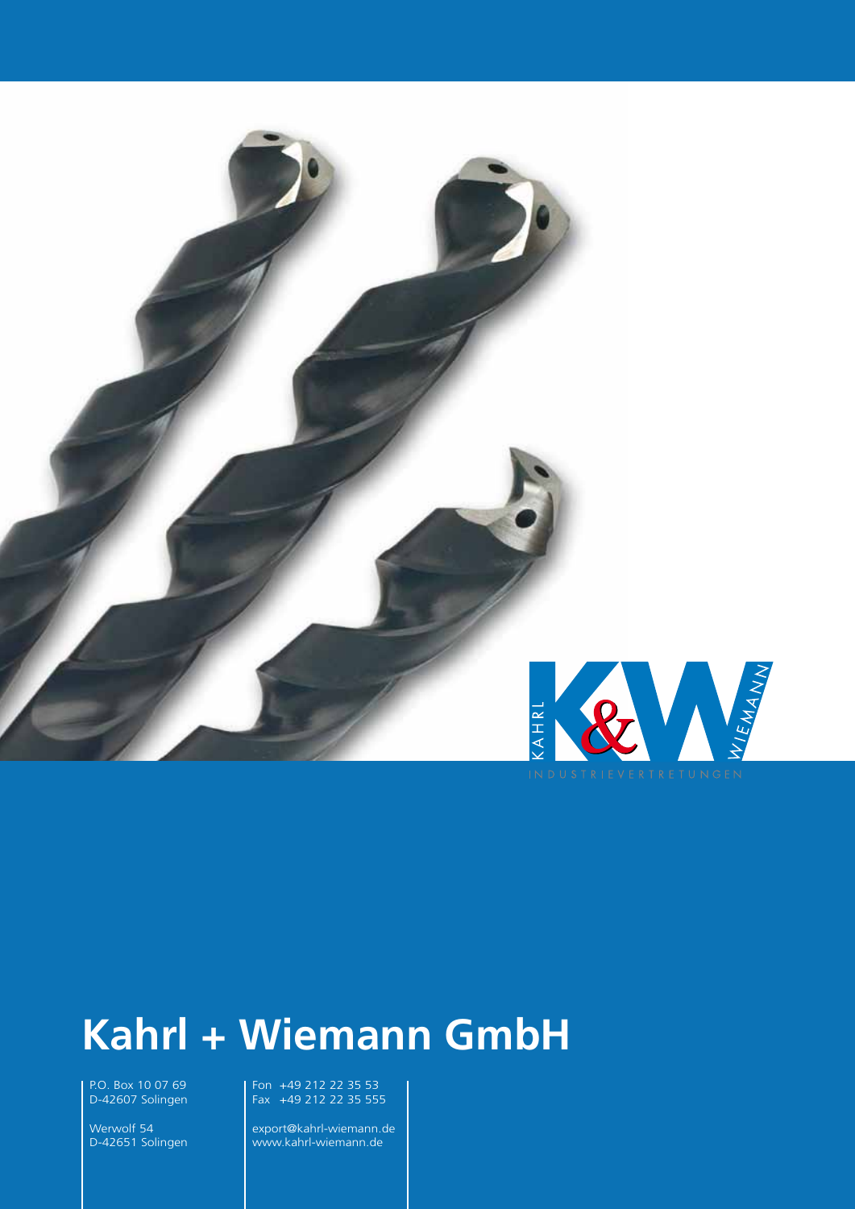# Kahrl + Wiemann GmbH

P.O. Box 10 07 69
D-42607 Solingen

Werwolf 54
D-42651 Solingen

Fon +49 212 22 35 53
Fax +49 212 22 35 555

export@kahrl-wiemann.de
www.kahrl-wiemann.de